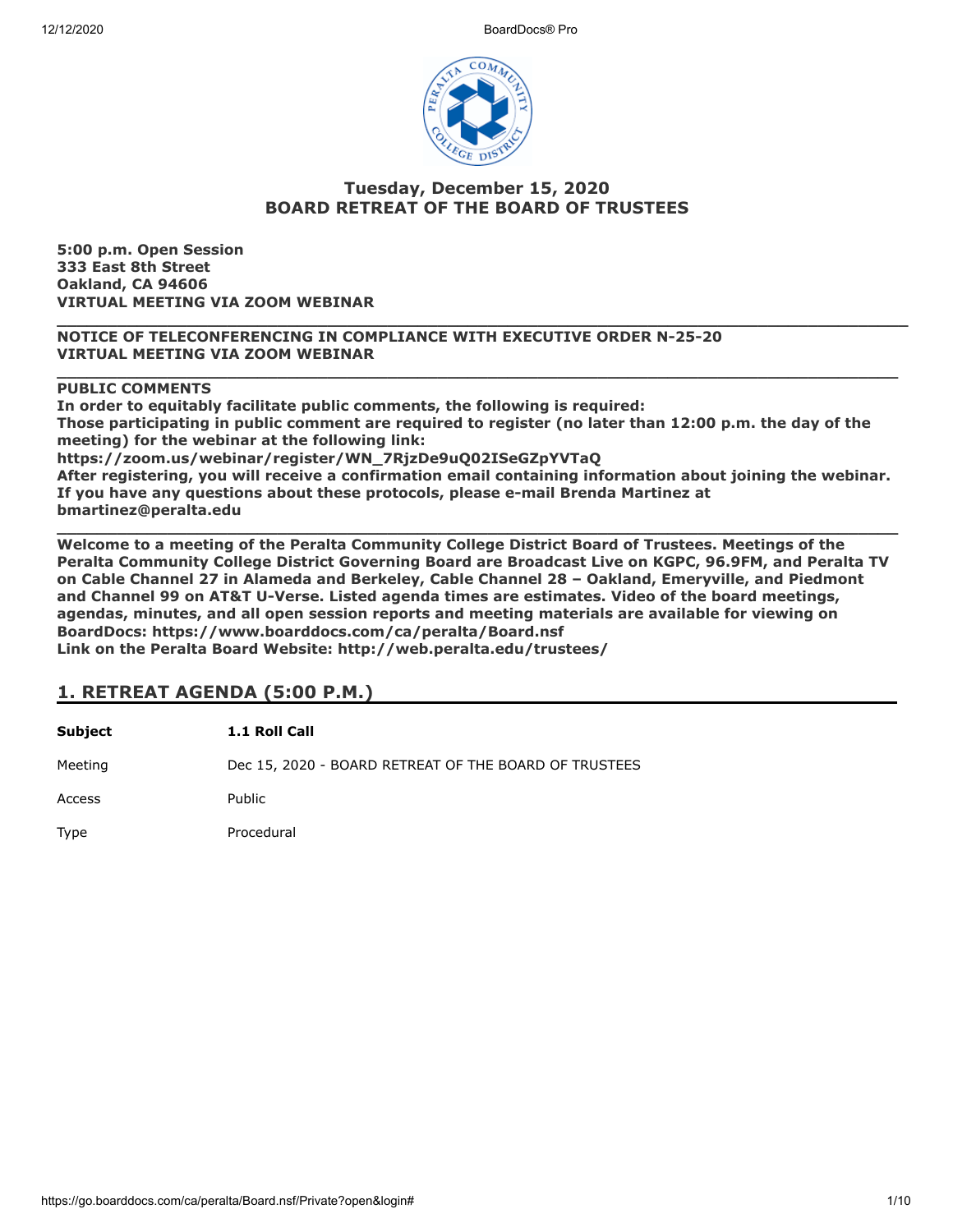## Tuesday, December 15, 2020
## BOARD RETREAT OF THE BOARD OF TRUSTEES

**5:00 p.m. Open Session**
**333 East 8th Street**
**Oakland, CA 94606**
**VIRTUAL MEETING VIA ZOOM WEBINAR**

---

**NOTICE OF TELECONFERENCING IN COMPLIANCE WITH EXECUTIVE ORDER N-25-20**
**VIRTUAL MEETING VIA ZOOM WEBINAR**

---

**PUBLIC COMMENTS**
**In order to equitably facilitate public comments, the following is required:**
**Those participating in public comment are required to register (no later than 12:00 p.m. the day of the meeting) for the webinar at the following link:**
**https://zoom.us/webinar/register/WN_7RjzDe9uQ02ISeGZpYVTaQ**
**After registering, you will receive a confirmation email containing information about joining the webinar.**
**If you have any questions about these protocols, please e-mail Brenda Martinez at bmartinez@peralta.edu**

---

**Welcome to a meeting of the Peralta Community College District Board of Trustees. Meetings of the Peralta Community College District Governing Board are Broadcast Live on KGPC, 96.9FM, and Peralta TV on Cable Channel 27 in Alameda and Berkeley, Cable Channel 28 – Oakland, Emeryville, and Piedmont and Channel 99 on AT&T U-Verse. Listed agenda times are estimates. Video of the board meetings, agendas, minutes, and all open session reports and meeting materials are available for viewing on BoardDocs: https://www.boarddocs.com/ca/peralta/Board.nsf**
**Link on the Peralta Board Website: http://web.peralta.edu/trustees/**

## 1. RETREAT AGENDA (5:00 P.M.)

| **Subject** | **1.1 Roll Call** |
|---|---|
| Meeting | Dec 15, 2020 - BOARD RETREAT OF THE BOARD OF TRUSTEES |
| Access | Public |
| Type | Procedural |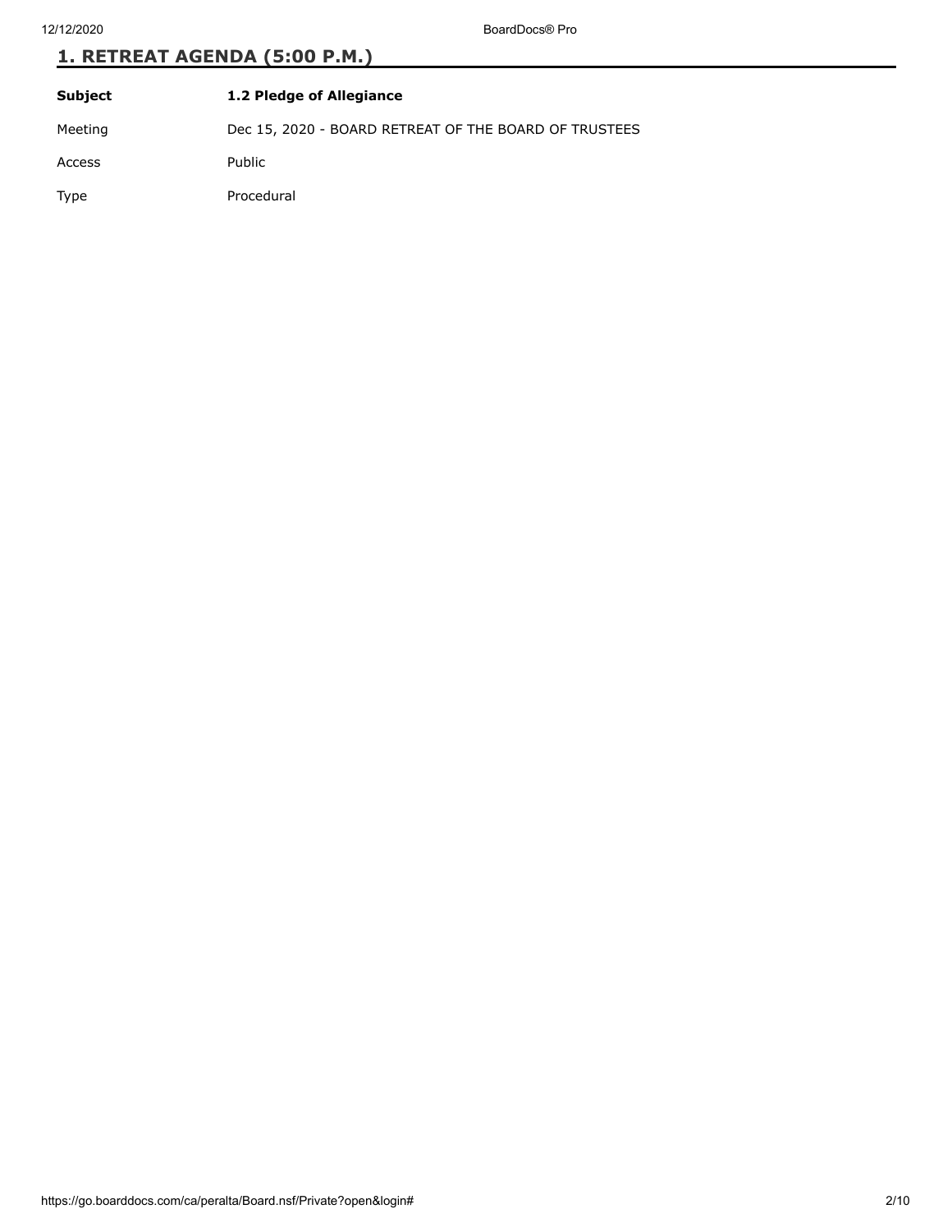## 1. RETREAT AGENDA (5:00 P.M.)

| **Subject** | **1.2 Pledge of Allegiance** |
| --- | --- |
| Meeting | Dec 15, 2020 - BOARD RETREAT OF THE BOARD OF TRUSTEES |
| Access | Public |
| Type | Procedural |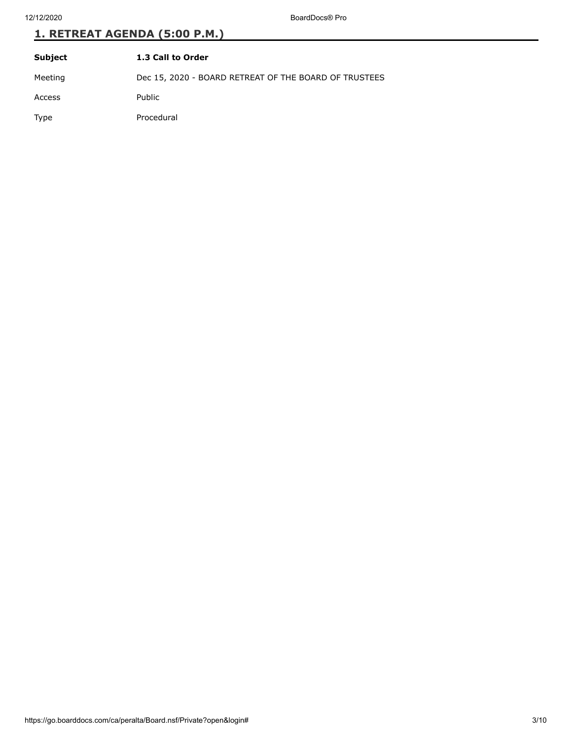## 1. RETREAT AGENDA (5:00 P.M.)

| **Subject** | **1.3 Call to Order** |
|---|---|
| Meeting | Dec 15, 2020 - BOARD RETREAT OF THE BOARD OF TRUSTEES |
| Access | Public |
| Type | Procedural |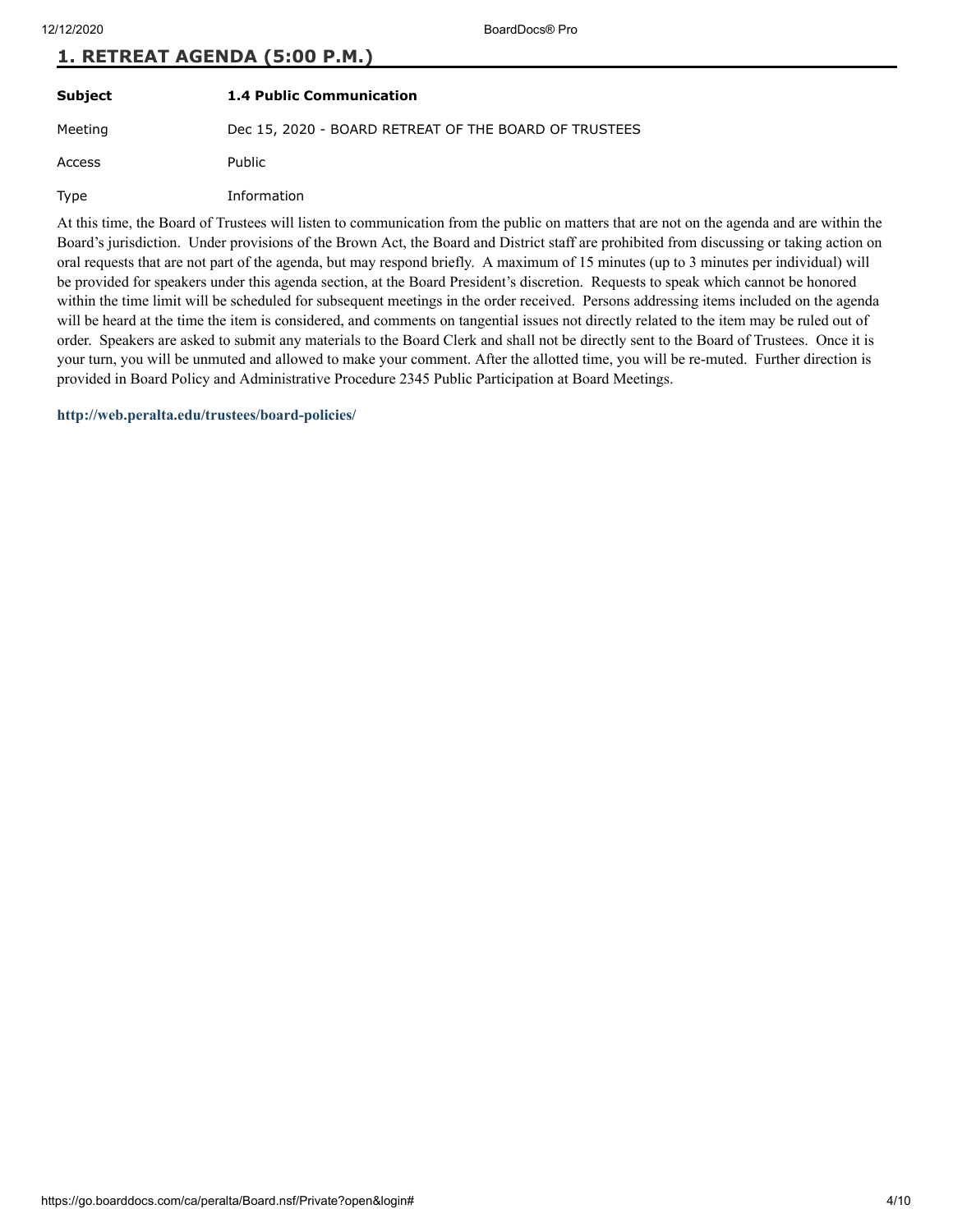## 1. RETREAT AGENDA (5:00 P.M.)

| | |
|---|---|
| **Subject** | **1.4 Public Communication** |
| Meeting | Dec 15, 2020 - BOARD RETREAT OF THE BOARD OF TRUSTEES |
| Access | Public |
| Type | Information |

At this time, the Board of Trustees will listen to communication from the public on matters that are not on the agenda and are within the Board's jurisdiction. Under provisions of the Brown Act, the Board and District staff are prohibited from discussing or taking action on oral requests that are not part of the agenda, but may respond briefly. A maximum of 15 minutes (up to 3 minutes per individual) will be provided for speakers under this agenda section, at the Board President's discretion. Requests to speak which cannot be honored within the time limit will be scheduled for subsequent meetings in the order received. Persons addressing items included on the agenda will be heard at the time the item is considered, and comments on tangential issues not directly related to the item may be ruled out of order. Speakers are asked to submit any materials to the Board Clerk and shall not be directly sent to the Board of Trustees. Once it is your turn, you will be unmuted and allowed to make your comment. After the allotted time, you will be re-muted. Further direction is provided in Board Policy and Administrative Procedure 2345 Public Participation at Board Meetings.

**http://web.peralta.edu/trustees/board-policies/**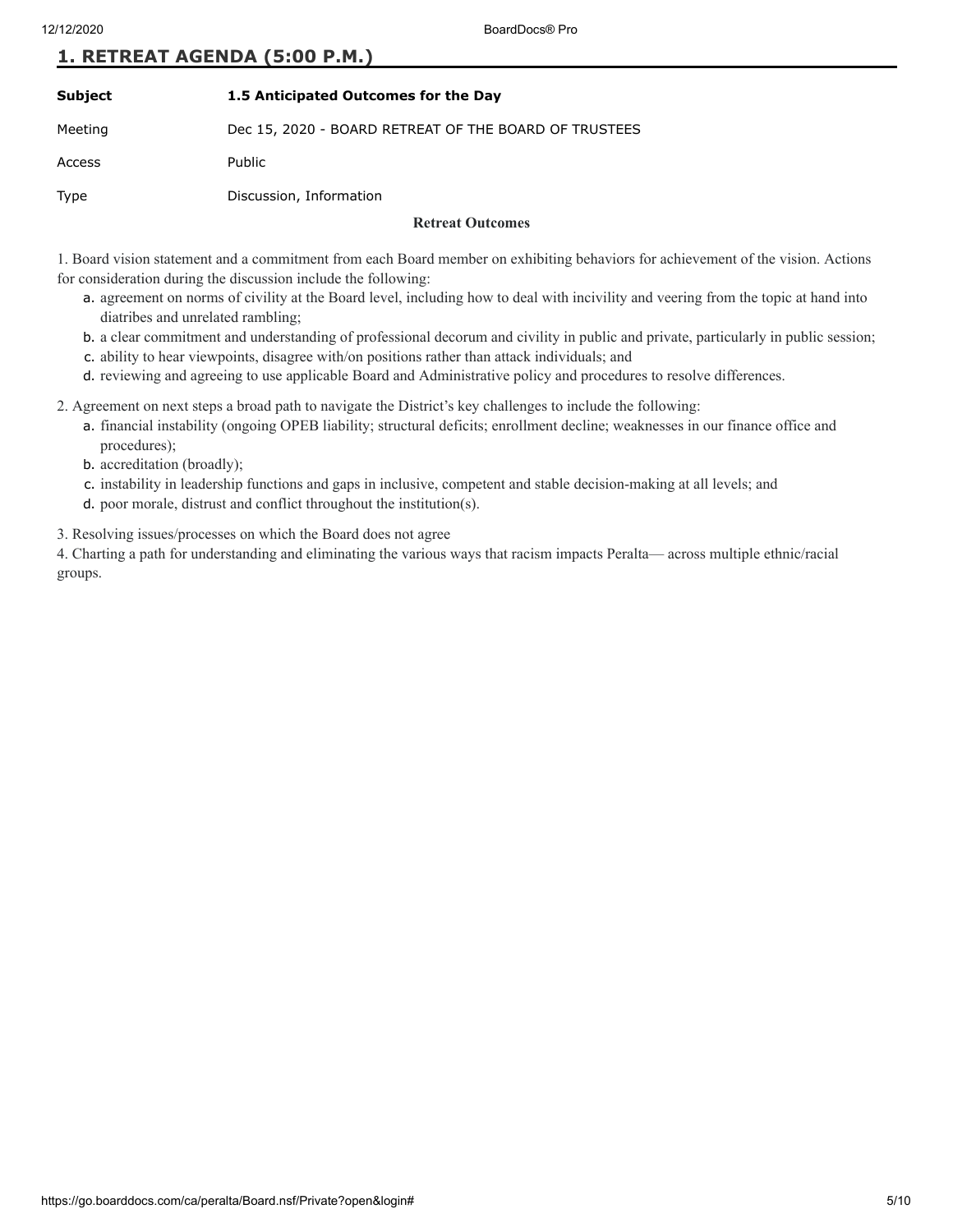## 1. RETREAT AGENDA (5:00 P.M.)

| | |
|---|---|
| **Subject** | **1.5 Anticipated Outcomes for the Day** |
| Meeting | Dec 15, 2020 - BOARD RETREAT OF THE BOARD OF TRUSTEES |
| Access | Public |
| Type | Discussion, Information |

**Retreat Outcomes**

1. Board vision statement and a commitment from each Board member on exhibiting behaviors for achievement of the vision. Actions for consideration during the discussion include the following:
   a. agreement on norms of civility at the Board level, including how to deal with incivility and veering from the topic at hand into diatribes and unrelated rambling;
   b. a clear commitment and understanding of professional decorum and civility in public and private, particularly in public session;
   c. ability to hear viewpoints, disagree with/on positions rather than attack individuals; and
   d. reviewing and agreeing to use applicable Board and Administrative policy and procedures to resolve differences.

2. Agreement on next steps a broad path to navigate the District's key challenges to include the following:
   a. financial instability (ongoing OPEB liability; structural deficits; enrollment decline; weaknesses in our finance office and procedures);
   b. accreditation (broadly);
   c. instability in leadership functions and gaps in inclusive, competent and stable decision-making at all levels; and
   d. poor morale, distrust and conflict throughout the institution(s).

3. Resolving issues/processes on which the Board does not agree

4. Charting a path for understanding and eliminating the various ways that racism impacts Peralta— across multiple ethnic/racial groups.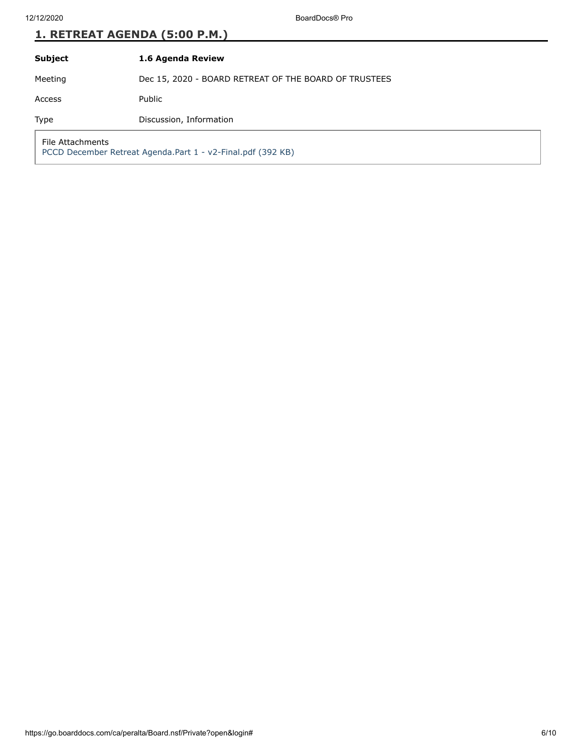## 1. RETREAT AGENDA (5:00 P.M.)

| **Subject** | **1.6 Agenda Review** |
|---|---|
| Meeting | Dec 15, 2020 - BOARD RETREAT OF THE BOARD OF TRUSTEES |
| Access | Public |
| Type | Discussion, Information |

File Attachments
PCCD December Retreat Agenda.Part 1 - v2-Final.pdf (392 KB)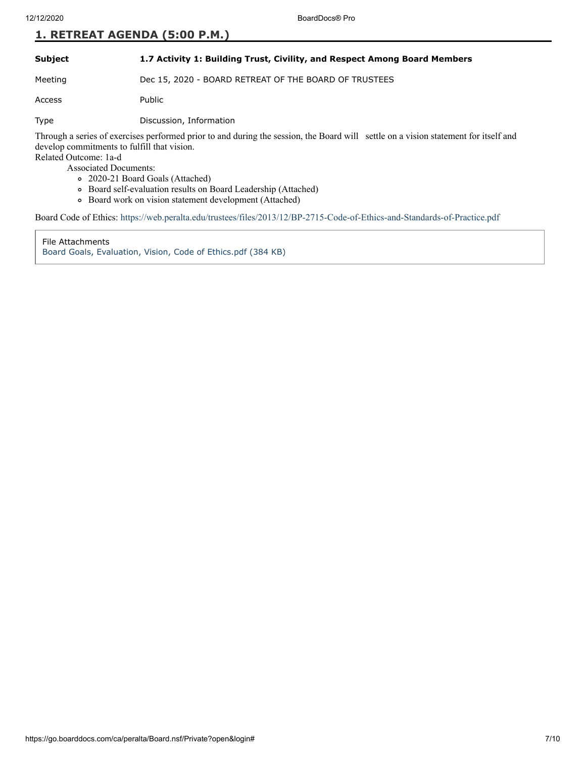## 1. RETREAT AGENDA (5:00 P.M.)

| | |
|---|---|
| **Subject** | **1.7 Activity 1: Building Trust, Civility, and Respect Among Board Members** |
| Meeting | Dec 15, 2020 - BOARD RETREAT OF THE BOARD OF TRUSTEES |
| Access | Public |
| Type | Discussion, Information |

Through a series of exercises performed prior to and during the session, the Board will settle on a vision statement for itself and develop commitments to fulfill that vision.

Related Outcome: 1a-d

Associated Documents:

- 2020-21 Board Goals (Attached)
- Board self-evaluation results on Board Leadership (Attached)
- Board work on vision statement development (Attached)

Board Code of Ethics: https://web.peralta.edu/trustees/files/2013/12/BP-2715-Code-of-Ethics-and-Standards-of-Practice.pdf

File Attachments

Board Goals, Evaluation, Vision, Code of Ethics.pdf (384 KB)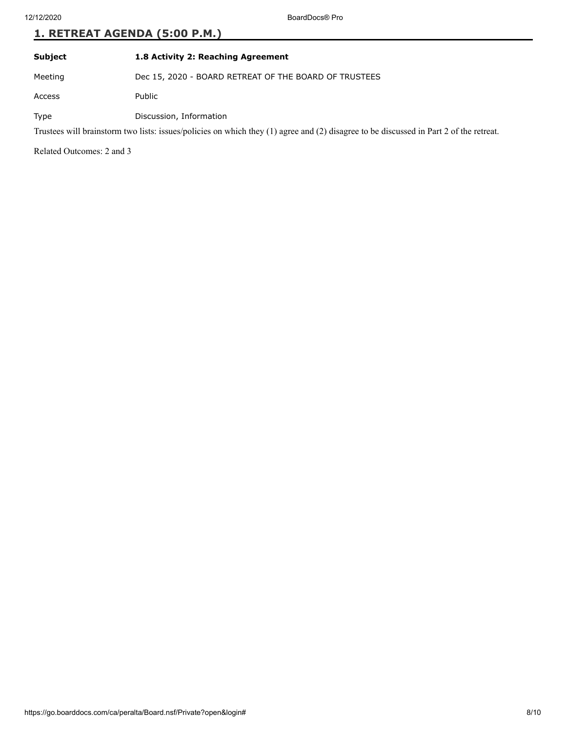## 1. RETREAT AGENDA (5:00 P.M.)

| | |
|---|---|
| **Subject** | **1.8 Activity 2: Reaching Agreement** |
| Meeting | Dec 15, 2020 - BOARD RETREAT OF THE BOARD OF TRUSTEES |
| Access | Public |
| Type | Discussion, Information |

Trustees will brainstorm two lists: issues/policies on which they (1) agree and (2) disagree to be discussed in Part 2 of the retreat.

Related Outcomes: 2 and 3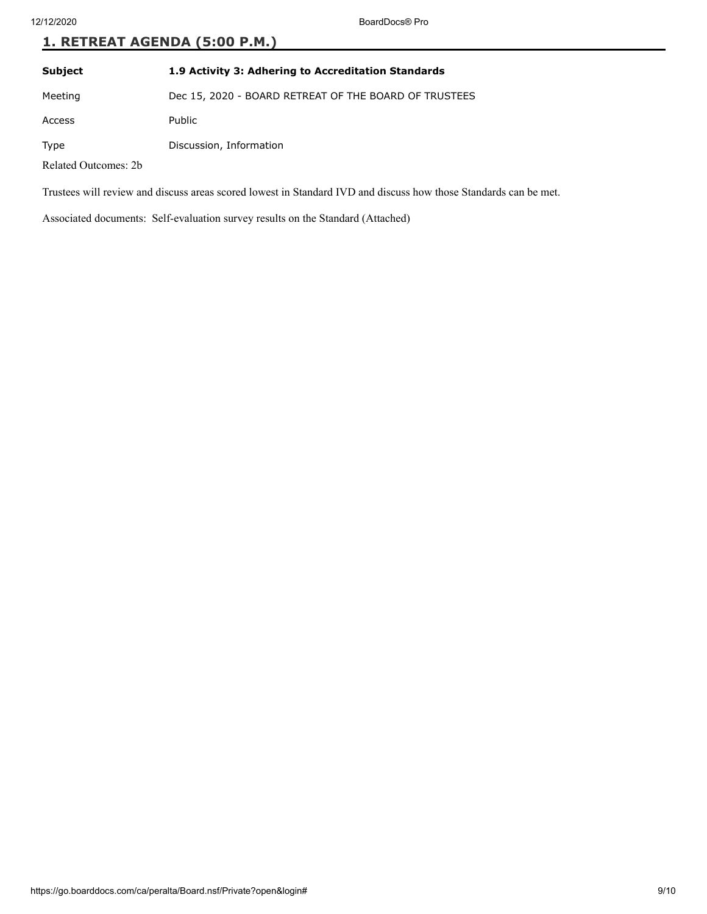## 1. RETREAT AGENDA (5:00 P.M.)

| | |
|---|---|
| **Subject** | **1.9 Activity 3: Adhering to Accreditation Standards** |
| Meeting | Dec 15, 2020 - BOARD RETREAT OF THE BOARD OF TRUSTEES |
| Access | Public |
| Type | Discussion, Information |

Related Outcomes: 2b

Trustees will review and discuss areas scored lowest in Standard IVD and discuss how those Standards can be met.

Associated documents: Self-evaluation survey results on the Standard (Attached)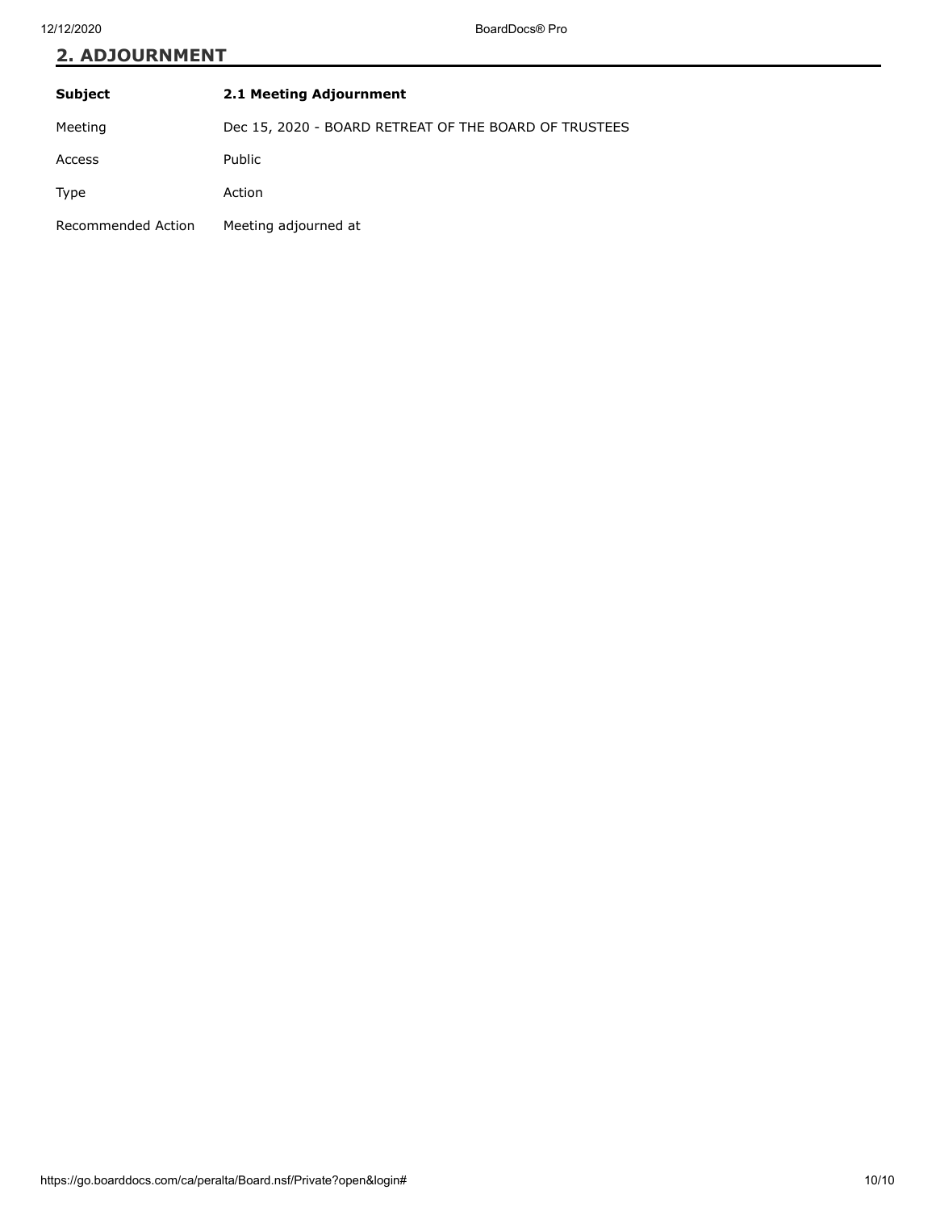## 2. ADJOURNMENT

| | |
|---|---|
| **Subject** | **2.1 Meeting Adjournment** |
| Meeting | Dec 15, 2020 - BOARD RETREAT OF THE BOARD OF TRUSTEES |
| Access | Public |
| Type | Action |
| Recommended Action | Meeting adjourned at |